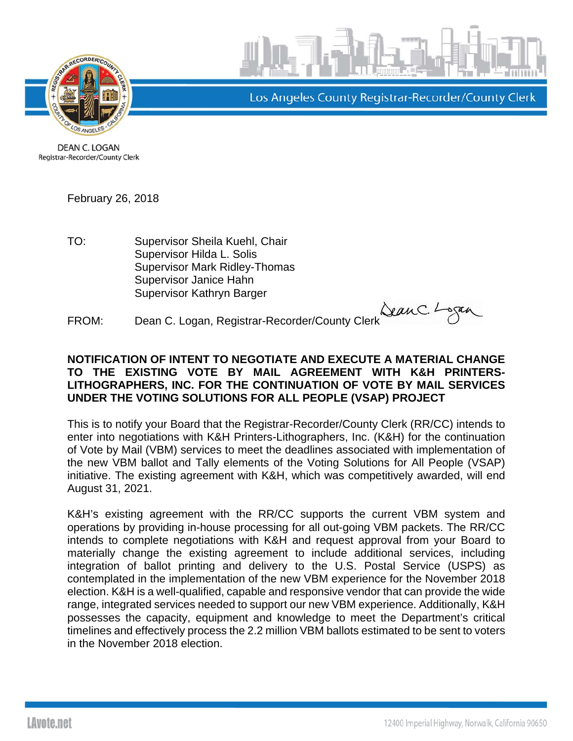Los Angeles County Registrar-Recorder/County Clerk

DEAN C. LOGAN
Registrar-Recorder/County Clerk

February 26, 2018

TO: Supervisor Sheila Kuehl, Chair
Supervisor Hilda L. Solis
Supervisor Mark Ridley-Thomas
Supervisor Janice Hahn
Supervisor Kathryn Barger

FROM: Dean C. Logan, Registrar-Recorder/County Clerk

**NOTIFICATION OF INTENT TO NEGOTIATE AND EXECUTE A MATERIAL CHANGE TO THE EXISTING VOTE BY MAIL AGREEMENT WITH K&H PRINTERS-LITHOGRAPHERS, INC. FOR THE CONTINUATION OF VOTE BY MAIL SERVICES UNDER THE VOTING SOLUTIONS FOR ALL PEOPLE (VSAP) PROJECT**

This is to notify your Board that the Registrar-Recorder/County Clerk (RR/CC) intends to enter into negotiations with K&H Printers-Lithographers, Inc. (K&H) for the continuation of Vote by Mail (VBM) services to meet the deadlines associated with implementation of the new VBM ballot and Tally elements of the Voting Solutions for All People (VSAP) initiative. The existing agreement with K&H, which was competitively awarded, will end August 31, 2021.

K&H's existing agreement with the RR/CC supports the current VBM system and operations by providing in-house processing for all out-going VBM packets. The RR/CC intends to complete negotiations with K&H and request approval from your Board to materially change the existing agreement to include additional services, including integration of ballot printing and delivery to the U.S. Postal Service (USPS) as contemplated in the implementation of the new VBM experience for the November 2018 election. K&H is a well-qualified, capable and responsive vendor that can provide the wide range, integrated services needed to support our new VBM experience. Additionally, K&H possesses the capacity, equipment and knowledge to meet the Department's critical timelines and effectively process the 2.2 million VBM ballots estimated to be sent to voters in the November 2018 election.

LAvote.net

12400 Imperial Highway, Norwalk, California 90650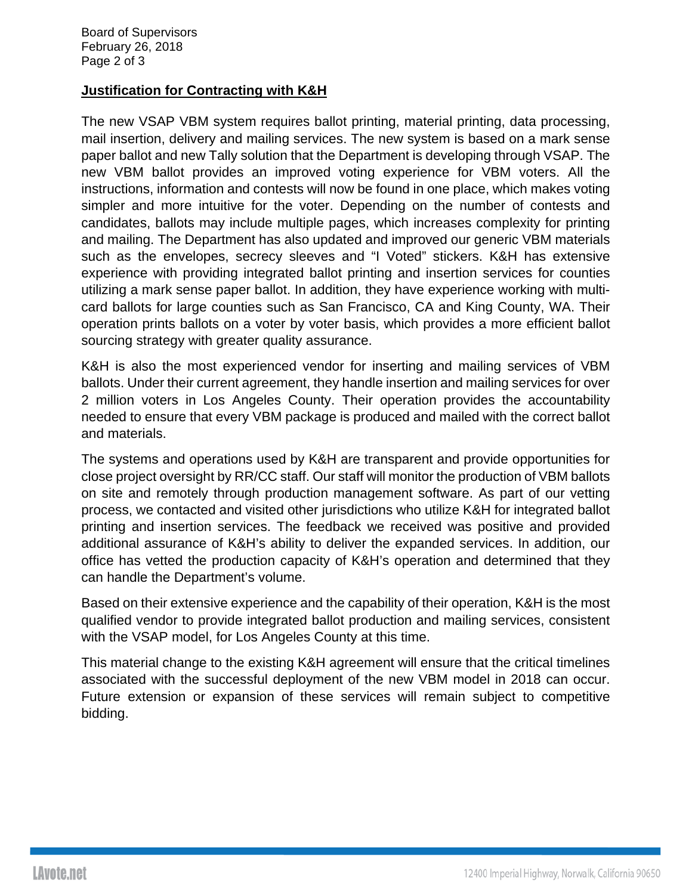## Justification for Contracting with K&H

The new VSAP VBM system requires ballot printing, material printing, data processing, mail insertion, delivery and mailing services. The new system is based on a mark sense paper ballot and new Tally solution that the Department is developing through VSAP. The new VBM ballot provides an improved voting experience for VBM voters. All the instructions, information and contests will now be found in one place, which makes voting simpler and more intuitive for the voter. Depending on the number of contests and candidates, ballots may include multiple pages, which increases complexity for printing and mailing. The Department has also updated and improved our generic VBM materials such as the envelopes, secrecy sleeves and "I Voted" stickers. K&H has extensive experience with providing integrated ballot printing and insertion services for counties utilizing a mark sense paper ballot. In addition, they have experience working with multi-card ballots for large counties such as San Francisco, CA and King County, WA. Their operation prints ballots on a voter by voter basis, which provides a more efficient ballot sourcing strategy with greater quality assurance.

K&H is also the most experienced vendor for inserting and mailing services of VBM ballots. Under their current agreement, they handle insertion and mailing services for over 2 million voters in Los Angeles County. Their operation provides the accountability needed to ensure that every VBM package is produced and mailed with the correct ballot and materials.

The systems and operations used by K&H are transparent and provide opportunities for close project oversight by RR/CC staff. Our staff will monitor the production of VBM ballots on site and remotely through production management software. As part of our vetting process, we contacted and visited other jurisdictions who utilize K&H for integrated ballot printing and insertion services. The feedback we received was positive and provided additional assurance of K&H's ability to deliver the expanded services. In addition, our office has vetted the production capacity of K&H's operation and determined that they can handle the Department's volume.

Based on their extensive experience and the capability of their operation, K&H is the most qualified vendor to provide integrated ballot production and mailing services, consistent with the VSAP model, for Los Angeles County at this time.

This material change to the existing K&H agreement will ensure that the critical timelines associated with the successful deployment of the new VBM model in 2018 can occur. Future extension or expansion of these services will remain subject to competitive bidding.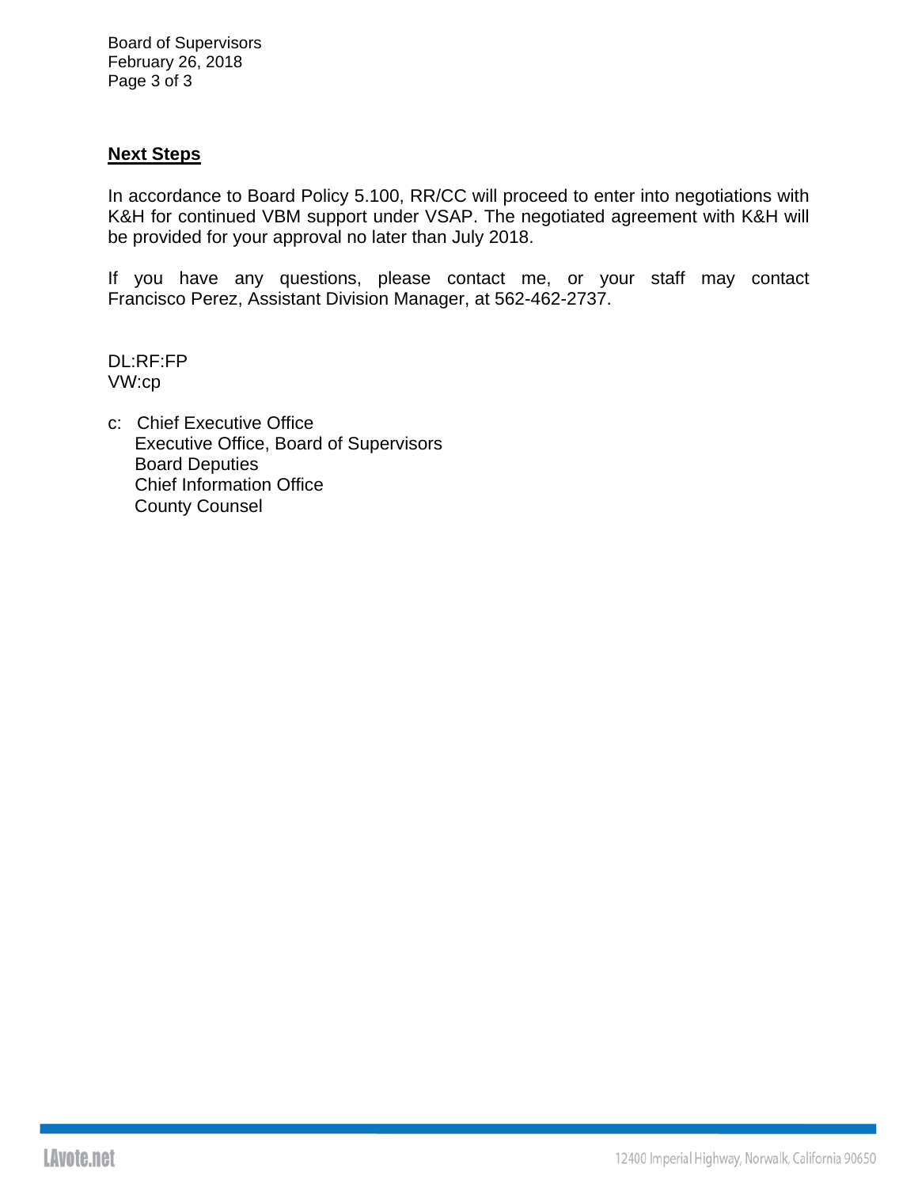## Next Steps

In accordance to Board Policy 5.100, RR/CC will proceed to enter into negotiations with K&H for continued VBM support under VSAP. The negotiated agreement with K&H will be provided for your approval no later than July 2018.

If you have any questions, please contact me, or your staff may contact Francisco Perez, Assistant Division Manager, at 562-462-2737.

DL:RF:FP
VW:cp

c: Chief Executive Office
Executive Office, Board of Supervisors
Board Deputies
Chief Information Office
County Counsel